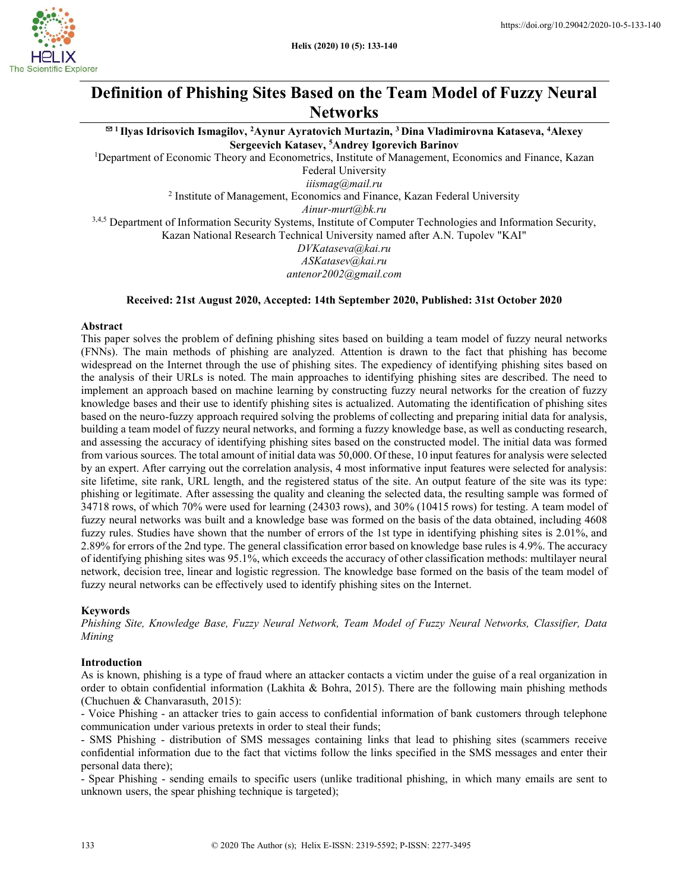# Definition of Phishing Sites Based on the Team Model of Fuzzy Neural Networks

**[1] Ilyas Idrisovich Ismagilov, [2] Aynur Ayratovich Murtazin, [3] Dina Vladimirovna Kataseva, [4] Alexey Sergeevich Katasev, [5] Andrey Igorevich Barinov**

[1] Department of Economic Theory and Econometrics, Institute of Management, Economics and Finance, Kazan Federal University
*iiismag@mail.ru*

[2] Institute of Management, Economics and Finance, Kazan Federal University
*Ainur-murt@bk.ru*

[3,4,5] Department of Information Security Systems, Institute of Computer Technologies and Information Security, Kazan National Research Technical University named after A.N. Tupolev "KAI"
*DVKataseva@kai.ru*
*ASKatasev@kai.ru*
*antenor2002@gmail.com*

**Received: 21st August 2020, Accepted: 14th September 2020, Published: 31st October 2020**

## Abstract

This paper solves the problem of defining phishing sites based on building a team model of fuzzy neural networks (FNNs). The main methods of phishing are analyzed. Attention is drawn to the fact that phishing has become widespread on the Internet through the use of phishing sites. The expediency of identifying phishing sites based on the analysis of their URLs is noted. The main approaches to identifying phishing sites are described. The need to implement an approach based on machine learning by constructing fuzzy neural networks for the creation of fuzzy knowledge bases and their use to identify phishing sites is actualized. Automating the identification of phishing sites based on the neuro-fuzzy approach required solving the problems of collecting and preparing initial data for analysis, building a team model of fuzzy neural networks, and forming a fuzzy knowledge base, as well as conducting research, and assessing the accuracy of identifying phishing sites based on the constructed model. The initial data was formed from various sources. The total amount of initial data was 50,000. Of these, 10 input features for analysis were selected by an expert. After carrying out the correlation analysis, 4 most informative input features were selected for analysis: site lifetime, site rank, URL length, and the registered status of the site. An output feature of the site was its type: phishing or legitimate. After assessing the quality and cleaning the selected data, the resulting sample was formed of 34718 rows, of which 70% were used for learning (24303 rows), and 30% (10415 rows) for testing. A team model of fuzzy neural networks was built and a knowledge base was formed on the basis of the data obtained, including 4608 fuzzy rules. Studies have shown that the number of errors of the 1st type in identifying phishing sites is 2.01%, and 2.89% for errors of the 2nd type. The general classification error based on knowledge base rules is 4.9%. The accuracy of identifying phishing sites was 95.1%, which exceeds the accuracy of other classification methods: multilayer neural network, decision tree, linear and logistic regression. The knowledge base formed on the basis of the team model of fuzzy neural networks can be effectively used to identify phishing sites on the Internet.

## Keywords

*Phishing Site, Knowledge Base, Fuzzy Neural Network, Team Model of Fuzzy Neural Networks, Classifier, Data Mining*

## Introduction

As is known, phishing is a type of fraud where an attacker contacts a victim under the guise of a real organization in order to obtain confidential information (Lakhita & Bohra, 2015). There are the following main phishing methods (Chuchuen & Chanvarasuth, 2015):

- Voice Phishing - an attacker tries to gain access to confidential information of bank customers through telephone communication under various pretexts in order to steal their funds;
- SMS Phishing - distribution of SMS messages containing links that lead to phishing sites (scammers receive confidential information due to the fact that victims follow the links specified in the SMS messages and enter their personal data there);
- Spear Phishing - sending emails to specific users (unlike traditional phishing, in which many emails are sent to unknown users, the spear phishing technique is targeted);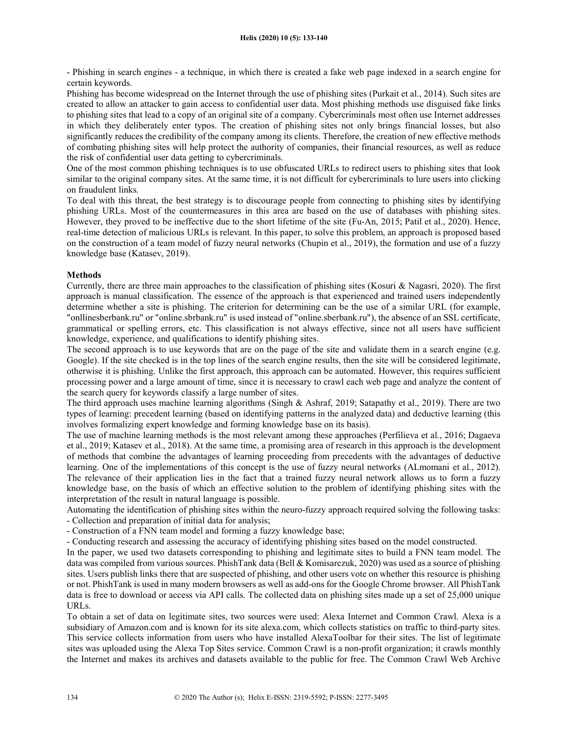- Phishing in search engines - a technique, in which there is created a fake web page indexed in a search engine for certain keywords.

Phishing has become widespread on the Internet through the use of phishing sites (Purkait et al., 2014). Such sites are created to allow an attacker to gain access to confidential user data. Most phishing methods use disguised fake links to phishing sites that lead to a copy of an original site of a company. Cybercriminals most often use Internet addresses in which they deliberately enter typos. The creation of phishing sites not only brings financial losses, but also significantly reduces the credibility of the company among its clients. Therefore, the creation of new effective methods of combating phishing sites will help protect the authority of companies, their financial resources, as well as reduce the risk of confidential user data getting to cybercriminals.

One of the most common phishing techniques is to use obfuscated URLs to redirect users to phishing sites that look similar to the original company sites. At the same time, it is not difficult for cybercriminals to lure users into clicking on fraudulent links.

To deal with this threat, the best strategy is to discourage people from connecting to phishing sites by identifying phishing URLs. Most of the countermeasures in this area are based on the use of databases with phishing sites. However, they proved to be ineffective due to the short lifetime of the site (Fu-An, 2015; Patil et al., 2020). Hence, real-time detection of malicious URLs is relevant. In this paper, to solve this problem, an approach is proposed based on the construction of a team model of fuzzy neural networks (Chupin et al., 2019), the formation and use of a fuzzy knowledge base (Katasev, 2019).

## Methods

Currently, there are three main approaches to the classification of phishing sites (Kosuri & Nagasri, 2020). The first approach is manual classification. The essence of the approach is that experienced and trained users independently determine whether a site is phishing. The criterion for determining can be the use of a similar URL (for example, "onllinesberbank.ru" or "online.sbrbank.ru" is used instead of "online.sberbank.ru"), the absence of an SSL certificate, grammatical or spelling errors, etc. This classification is not always effective, since not all users have sufficient knowledge, experience, and qualifications to identify phishing sites.

The second approach is to use keywords that are on the page of the site and validate them in a search engine (e.g. Google). If the site checked is in the top lines of the search engine results, then the site will be considered legitimate, otherwise it is phishing. Unlike the first approach, this approach can be automated. However, this requires sufficient processing power and a large amount of time, since it is necessary to crawl each web page and analyze the content of the search query for keywords classify a large number of sites.

The third approach uses machine learning algorithms (Singh & Ashraf, 2019; Satapathy et al., 2019). There are two types of learning: precedent learning (based on identifying patterns in the analyzed data) and deductive learning (this involves formalizing expert knowledge and forming knowledge base on its basis).

The use of machine learning methods is the most relevant among these approaches (Perfilieva et al., 2016; Dagaeva et al., 2019; Katasev et al., 2018). At the same time, a promising area of research in this approach is the development of methods that combine the advantages of learning proceeding from precedents with the advantages of deductive learning. One of the implementations of this concept is the use of fuzzy neural networks (ALmomani et al., 2012). The relevance of their application lies in the fact that a trained fuzzy neural network allows us to form a fuzzy knowledge base, on the basis of which an effective solution to the problem of identifying phishing sites with the interpretation of the result in natural language is possible.

Automating the identification of phishing sites within the neuro-fuzzy approach required solving the following tasks:

- Collection and preparation of initial data for analysis;
- Construction of a FNN team model and forming a fuzzy knowledge base;
- Conducting research and assessing the accuracy of identifying phishing sites based on the model constructed.

In the paper, we used two datasets corresponding to phishing and legitimate sites to build a FNN team model. The data was compiled from various sources. PhishTank data (Bell & Komisarczuk, 2020) was used as a source of phishing sites. Users publish links there that are suspected of phishing, and other users vote on whether this resource is phishing or not. PhishTank is used in many modern browsers as well as add-ons for the Google Chrome browser. All PhishTank data is free to download or access via API calls. The collected data on phishing sites made up a set of 25,000 unique URLs.

To obtain a set of data on legitimate sites, two sources were used: Alexa Internet and Common Crawl. Alexa is a subsidiary of Amazon.com and is known for its site alexa.com, which collects statistics on traffic to third-party sites. This service collects information from users who have installed AlexaToolbar for their sites. The list of legitimate sites was uploaded using the Alexa Top Sites service. Common Crawl is a non-profit organization; it crawls monthly the Internet and makes its archives and datasets available to the public for free. The Common Crawl Web Archive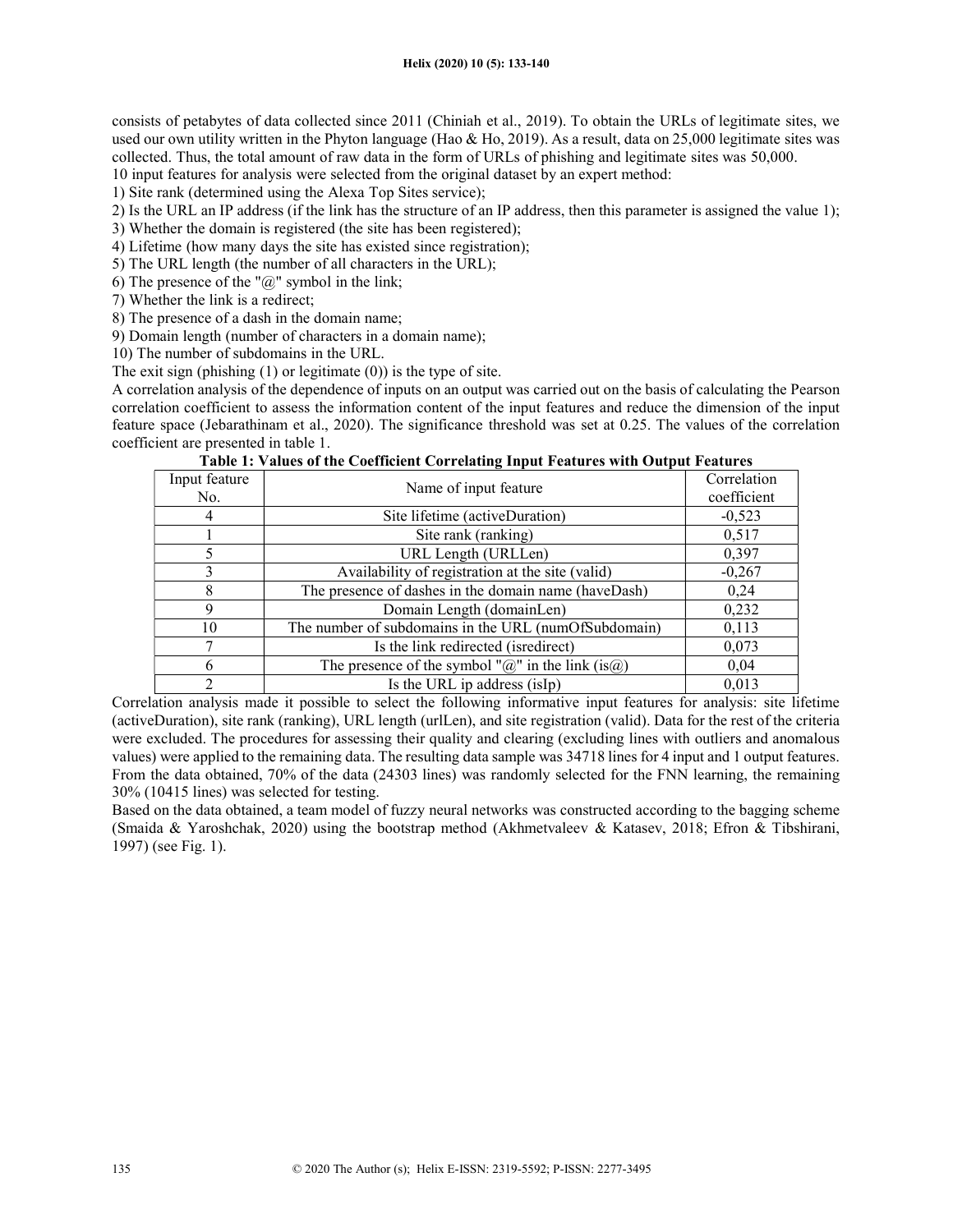consists of petabytes of data collected since 2011 (Chiniah et al., 2019). To obtain the URLs of legitimate sites, we used our own utility written in the Phyton language (Hao & Ho, 2019). As a result, data on 25,000 legitimate sites was collected. Thus, the total amount of raw data in the form of URLs of phishing and legitimate sites was 50,000.

10 input features for analysis were selected from the original dataset by an expert method:

1) Site rank (determined using the Alexa Top Sites service);
2) Is the URL an IP address (if the link has the structure of an IP address, then this parameter is assigned the value 1);
3) Whether the domain is registered (the site has been registered);
4) Lifetime (how many days the site has existed since registration);
5) The URL length (the number of all characters in the URL);
6) The presence of the "@" symbol in the link;
7) Whether the link is a redirect;
8) The presence of a dash in the domain name;
9) Domain length (number of characters in a domain name);
10) The number of subdomains in the URL.

The exit sign (phishing (1) or legitimate (0)) is the type of site.

A correlation analysis of the dependence of inputs on an output was carried out on the basis of calculating the Pearson correlation coefficient to assess the information content of the input features and reduce the dimension of the input feature space (Jebarathinam et al., 2020). The significance threshold was set at 0.25. The values of the correlation coefficient are presented in table 1.

**Table 1: Values of the Coefficient Correlating Input Features with Output Features**

| Input feature No. | Name of input feature | Correlation coefficient |
|---|---|---|
| 4 | Site lifetime (activeDuration) | -0,523 |
| 1 | Site rank (ranking) | 0,517 |
| 5 | URL Length (URLLen) | 0,397 |
| 3 | Availability of registration at the site (valid) | -0,267 |
| 8 | The presence of dashes in the domain name (haveDash) | 0,24 |
| 9 | Domain Length (domainLen) | 0,232 |
| 10 | The number of subdomains in the URL (numOfSubdomain) | 0,113 |
| 7 | Is the link redirected (isredirect) | 0,073 |
| 6 | The presence of the symbol "@" in the link (is@) | 0,04 |
| 2 | Is the URL ip address (isIp) | 0,013 |

Correlation analysis made it possible to select the following informative input features for analysis: site lifetime (activeDuration), site rank (ranking), URL length (urlLen), and site registration (valid). Data for the rest of the criteria were excluded. The procedures for assessing their quality and clearing (excluding lines with outliers and anomalous values) were applied to the remaining data. The resulting data sample was 34718 lines for 4 input and 1 output features. From the data obtained, 70% of the data (24303 lines) was randomly selected for the FNN learning, the remaining 30% (10415 lines) was selected for testing.

Based on the data obtained, a team model of fuzzy neural networks was constructed according to the bagging scheme (Smaida & Yaroshchak, 2020) using the bootstrap method (Akhmetvaleev & Katasev, 2018; Efron & Tibshirani, 1997) (see Fig. 1).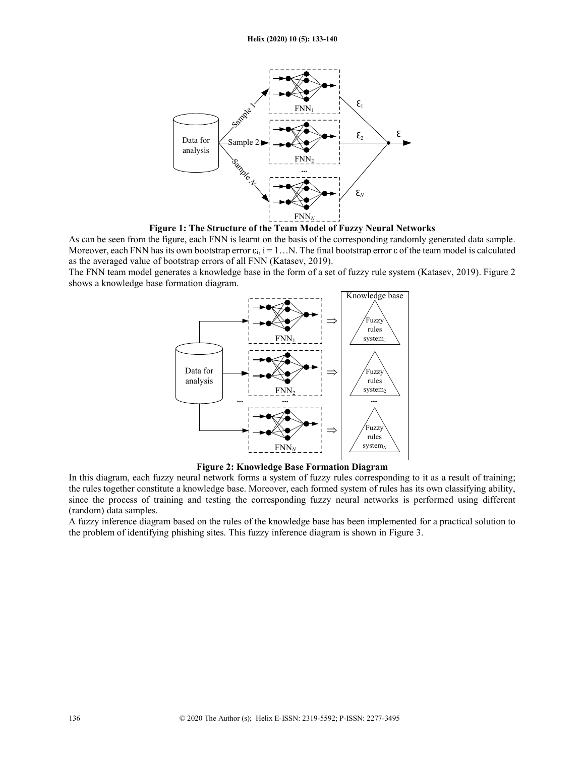**Figure 1: The Structure of the Team Model of Fuzzy Neural Networks**

As can be seen from the figure, each FNN is learnt on the basis of the corresponding randomly generated data sample. Moreover, each FNN has its own bootstrap error $\varepsilon_i$, $i = 1\ldots N$. The final bootstrap error $\varepsilon$ of the team model is calculated as the averaged value of bootstrap errors of all FNN (Katasev, 2019).

The FNN team model generates a knowledge base in the form of a set of fuzzy rule system (Katasev, 2019). Figure 2 shows a knowledge base formation diagram.

**Figure 2: Knowledge Base Formation Diagram**

In this diagram, each fuzzy neural network forms a system of fuzzy rules corresponding to it as a result of training; the rules together constitute a knowledge base. Moreover, each formed system of rules has its own classifying ability, since the process of training and testing the corresponding fuzzy neural networks is performed using different (random) data samples.

A fuzzy inference diagram based on the rules of the knowledge base has been implemented for a practical solution to the problem of identifying phishing sites. This fuzzy inference diagram is shown in Figure 3.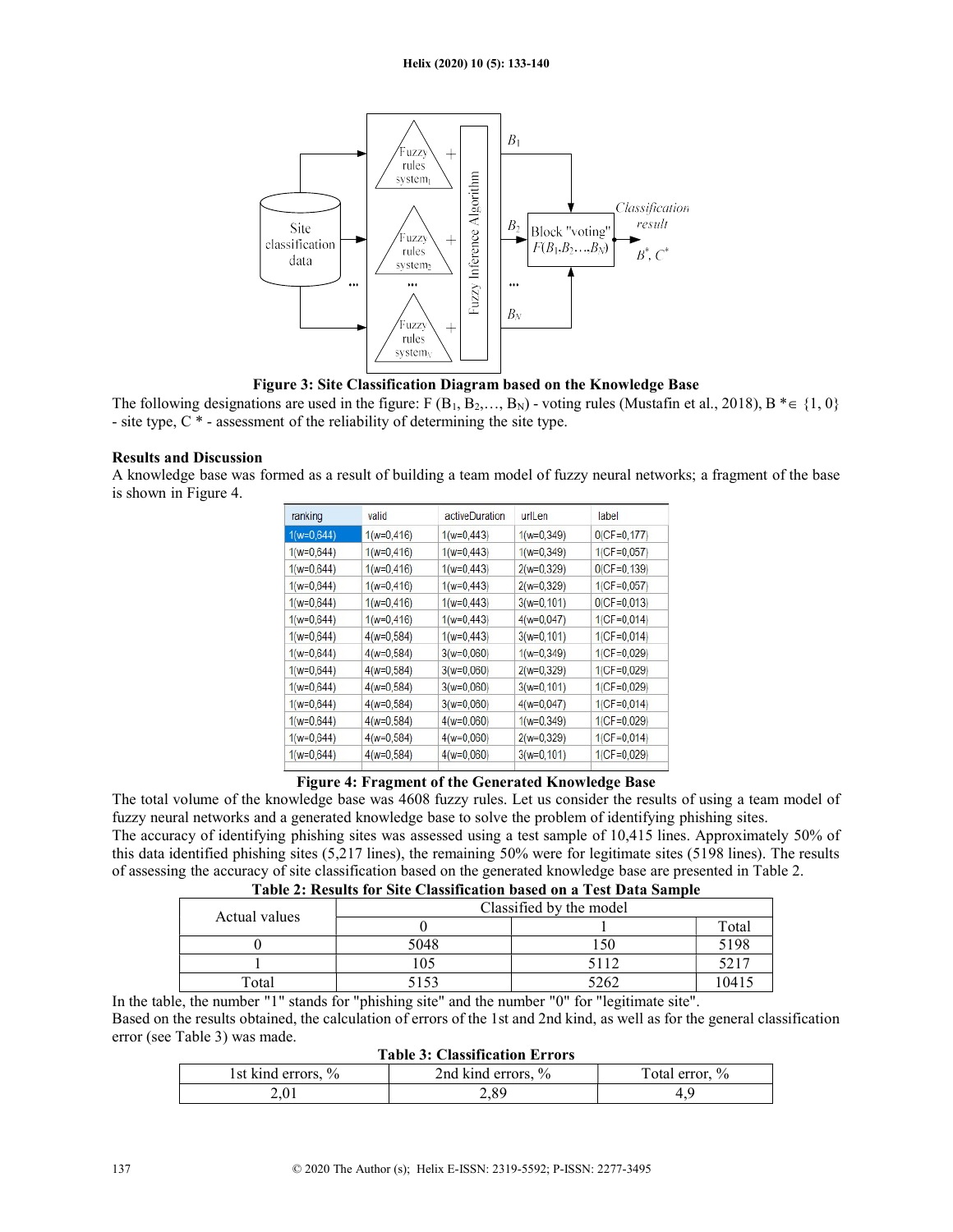Figure 3: Site Classification Diagram based on the Knowledge Base

The following designations are used in the figure: F ($B_1$, $B_2$,…, $B_N$) - voting rules (Mustafin et al., 2018), B *∈ {1, 0} - site type, C * - assessment of the reliability of determining the site type.

**Results and Discussion**

A knowledge base was formed as a result of building a team model of fuzzy neural networks; a fragment of the base is shown in Figure 4.

| ranking | valid | activeDuration | urlLen | label |
|---|---|---|---|---|
| 1(w=0,644) | 1(w=0,416) | 1(w=0,443) | 1(w=0,349) | 0(CF=0,177) |
| 1(w=0,644) | 1(w=0,416) | 1(w=0,443) | 1(w=0,349) | 1(CF=0,057) |
| 1(w=0,644) | 1(w=0,416) | 1(w=0,443) | 2(w=0,329) | 0(CF=0,139) |
| 1(w=0,644) | 1(w=0,416) | 1(w=0,443) | 2(w=0,329) | 1(CF=0,057) |
| 1(w=0,644) | 1(w=0,416) | 1(w=0,443) | 3(w=0,101) | 0(CF=0,013) |
| 1(w=0,644) | 1(w=0,416) | 1(w=0,443) | 4(w=0,047) | 1(CF=0,014) |
| 1(w=0,644) | 4(w=0,584) | 1(w=0,443) | 3(w=0,101) | 1(CF=0,014) |
| 1(w=0,644) | 4(w=0,584) | 3(w=0,060) | 1(w=0,349) | 1(CF=0,029) |
| 1(w=0,644) | 4(w=0,584) | 3(w=0,060) | 2(w=0,329) | 1(CF=0,029) |
| 1(w=0,644) | 4(w=0,584) | 3(w=0,060) | 3(w=0,101) | 1(CF=0,029) |
| 1(w=0,644) | 4(w=0,584) | 3(w=0,060) | 4(w=0,047) | 1(CF=0,014) |
| 1(w=0,644) | 4(w=0,584) | 4(w=0,060) | 1(w=0,349) | 1(CF=0,029) |
| 1(w=0,644) | 4(w=0,584) | 4(w=0,060) | 2(w=0,329) | 1(CF=0,014) |
| 1(w=0,644) | 4(w=0,584) | 4(w=0,060) | 3(w=0,101) | 1(CF=0,029) |

Figure 4: Fragment of the Generated Knowledge Base

The total volume of the knowledge base was 4608 fuzzy rules. Let us consider the results of using a team model of fuzzy neural networks and a generated knowledge base to solve the problem of identifying phishing sites.

The accuracy of identifying phishing sites was assessed using a test sample of 10,415 lines. Approximately 50% of this data identified phishing sites (5,217 lines), the remaining 50% were for legitimate sites (5198 lines). The results of assessing the accuracy of site classification based on the generated knowledge base are presented in Table 2.

**Table 2: Results for Site Classification based on a Test Data Sample**

| Actual values | Classified by the model | | |
|---|---|---|---|
| | 0 | 1 | Total |
| 0 | 5048 | 150 | 5198 |
| 1 | 105 | 5112 | 5217 |
| Total | 5153 | 5262 | 10415 |

In the table, the number "1" stands for "phishing site" and the number "0" for "legitimate site".

Based on the results obtained, the calculation of errors of the 1st and 2nd kind, as well as for the general classification error (see Table 3) was made.

**Table 3: Classification Errors**

| 1st kind errors, % | 2nd kind errors, % | Total error, % |
|---|---|---|
| 2,01 | 2,89 | 4,9 |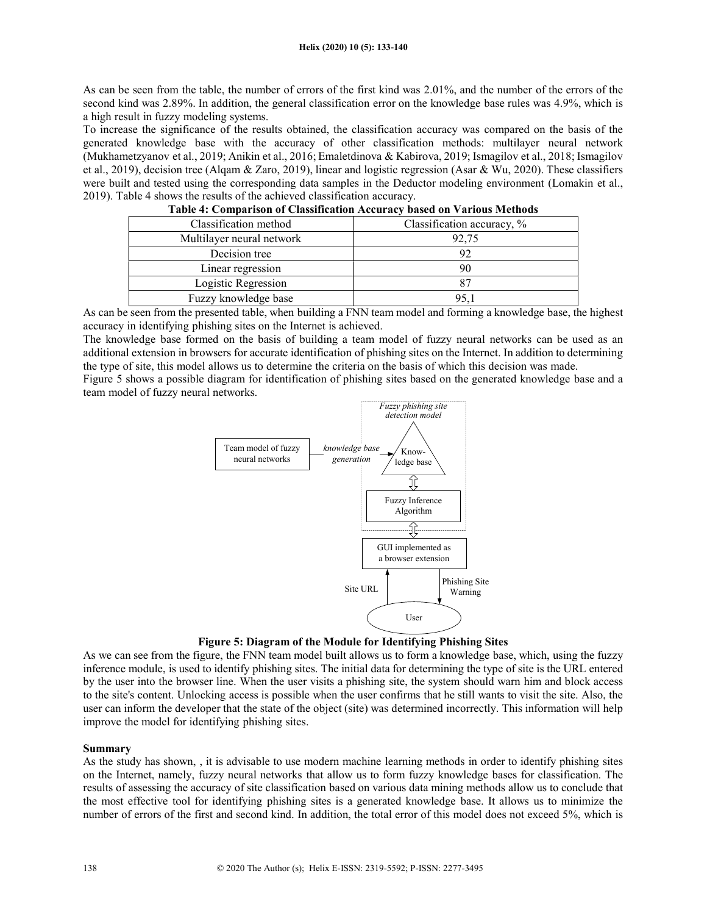As can be seen from the table, the number of errors of the first kind was 2.01%, and the number of the errors of the second kind was 2.89%. In addition, the general classification error on the knowledge base rules was 4.9%, which is a high result in fuzzy modeling systems.

To increase the significance of the results obtained, the classification accuracy was compared on the basis of the generated knowledge base with the accuracy of other classification methods: multilayer neural network (Mukhametzyanov et al., 2019; Anikin et al., 2016; Emaletdinova & Kabirova, 2019; Ismagilov et al., 2018; Ismagilov et al., 2019), decision tree (Alqam & Zaro, 2019), linear and logistic regression (Asar & Wu, 2020). These classifiers were built and tested using the corresponding data samples in the Deductor modeling environment (Lomakin et al., 2019). Table 4 shows the results of the achieved classification accuracy.

**Table 4: Comparison of Classification Accuracy based on Various Methods**

| Classification method | Classification accuracy, % |
|---|---|
| Multilayer neural network | 92,75 |
| Decision tree | 92 |
| Linear regression | 90 |
| Logistic Regression | 87 |
| Fuzzy knowledge base | 95,1 |

As can be seen from the presented table, when building a FNN team model and forming a knowledge base, the highest accuracy in identifying phishing sites on the Internet is achieved.

The knowledge base formed on the basis of building a team model of fuzzy neural networks can be used as an additional extension in browsers for accurate identification of phishing sites on the Internet. In addition to determining the type of site, this model allows us to determine the criteria on the basis of which this decision was made.

Figure 5 shows a possible diagram for identification of phishing sites based on the generated knowledge base and a team model of fuzzy neural networks.

Fuzzy phishing site detection model

Team model of fuzzy neural networks → knowledge base generation → Knowledge base ⇕ Fuzzy Inference Algorithm ⇕ GUI implemented as a browser extension

User → Site URL → GUI implemented as a browser extension → Phishing Site Warning → User

**Figure 5: Diagram of the Module for Identifying Phishing Sites**

As we can see from the figure, the FNN team model built allows us to form a knowledge base, which, using the fuzzy inference module, is used to identify phishing sites. The initial data for determining the type of site is the URL entered by the user into the browser line. When the user visits a phishing site, the system should warn him and block access to the site's content. Unlocking access is possible when the user confirms that he still wants to visit the site. Also, the user can inform the developer that the state of the object (site) was determined incorrectly. This information will help improve the model for identifying phishing sites.

## Summary

As the study has shown, , it is advisable to use modern machine learning methods in order to identify phishing sites on the Internet, namely, fuzzy neural networks that allow us to form fuzzy knowledge bases for classification. The results of assessing the accuracy of site classification based on various data mining methods allow us to conclude that the most effective tool for identifying phishing sites is a generated knowledge base. It allows us to minimize the number of errors of the first and second kind. In addition, the total error of this model does not exceed 5%, which is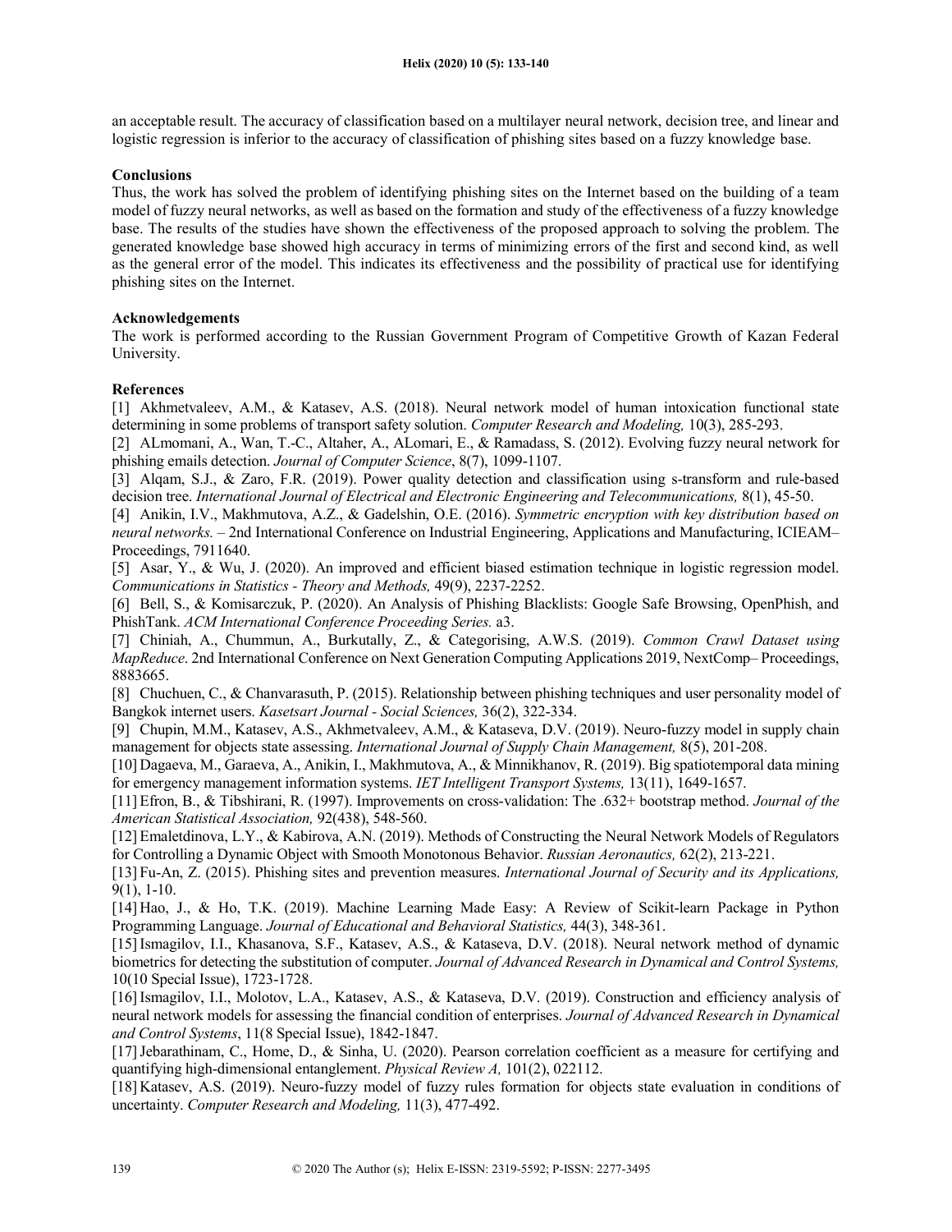an acceptable result. The accuracy of classification based on a multilayer neural network, decision tree, and linear and logistic regression is inferior to the accuracy of classification of phishing sites based on a fuzzy knowledge base.

## Conclusions

Thus, the work has solved the problem of identifying phishing sites on the Internet based on the building of a team model of fuzzy neural networks, as well as based on the formation and study of the effectiveness of a fuzzy knowledge base. The results of the studies have shown the effectiveness of the proposed approach to solving the problem. The generated knowledge base showed high accuracy in terms of minimizing errors of the first and second kind, as well as the general error of the model. This indicates its effectiveness and the possibility of practical use for identifying phishing sites on the Internet.

## Acknowledgements

The work is performed according to the Russian Government Program of Competitive Growth of Kazan Federal University.

## References

[1] Akhmetvaleev, A.M., & Katasev, A.S. (2018). Neural network model of human intoxication functional state determining in some problems of transport safety solution. *Computer Research and Modeling,* 10(3), 285-293.

[2] ALmomani, A., Wan, T.-C., Altaher, A., ALomari, E., & Ramadass, S. (2012). Evolving fuzzy neural network for phishing emails detection. *Journal of Computer Science*, 8(7), 1099-1107.

[3] Alqam, S.J., & Zaro, F.R. (2019). Power quality detection and classification using s-transform and rule-based decision tree. *International Journal of Electrical and Electronic Engineering and Telecommunications,* 8(1), 45-50.

[4] Anikin, I.V., Makhmutova, A.Z., & Gadelshin, O.E. (2016). *Symmetric encryption with key distribution based on neural networks.* – 2nd International Conference on Industrial Engineering, Applications and Manufacturing, ICIEAM–Proceedings, 7911640.

[5] Asar, Y., & Wu, J. (2020). An improved and efficient biased estimation technique in logistic regression model. *Communications in Statistics - Theory and Methods,* 49(9), 2237-2252.

[6] Bell, S., & Komisarczuk, P. (2020). An Analysis of Phishing Blacklists: Google Safe Browsing, OpenPhish, and PhishTank. *ACM International Conference Proceeding Series.* a3.

[7] Chiniah, A., Chummun, A., Burkutally, Z., & Categorising, A.W.S. (2019). *Common Crawl Dataset using MapReduce*. 2nd International Conference on Next Generation Computing Applications 2019, NextComp– Proceedings, 8883665.

[8] Chuchuen, C., & Chanvarasuth, P. (2015). Relationship between phishing techniques and user personality model of Bangkok internet users. *Kasetsart Journal - Social Sciences,* 36(2), 322-334.

[9] Chupin, M.M., Katasev, A.S., Akhmetvaleev, A.M., & Kataseva, D.V. (2019). Neuro-fuzzy model in supply chain management for objects state assessing. *International Journal of Supply Chain Management,* 8(5), 201-208.

[10] Dagaeva, M., Garaeva, A., Anikin, I., Makhmutova, A., & Minnikhanov, R. (2019). Big spatiotemporal data mining for emergency management information systems. *IET Intelligent Transport Systems,* 13(11), 1649-1657.

[11] Efron, B., & Tibshirani, R. (1997). Improvements on cross-validation: The .632+ bootstrap method. *Journal of the American Statistical Association,* 92(438), 548-560.

[12] Emaletdinova, L.Y., & Kabirova, A.N. (2019). Methods of Constructing the Neural Network Models of Regulators for Controlling a Dynamic Object with Smooth Monotonous Behavior. *Russian Aeronautics,* 62(2), 213-221.

[13] Fu-An, Z. (2015). Phishing sites and prevention measures. *International Journal of Security and its Applications,* 9(1), 1-10.

[14] Hao, J., & Ho, T.K. (2019). Machine Learning Made Easy: A Review of Scikit-learn Package in Python Programming Language. *Journal of Educational and Behavioral Statistics,* 44(3), 348-361.

[15] Ismagilov, I.I., Khasanova, S.F., Katasev, A.S., & Kataseva, D.V. (2018). Neural network method of dynamic biometrics for detecting the substitution of computer. *Journal of Advanced Research in Dynamical and Control Systems,* 10(10 Special Issue), 1723-1728.

[16] Ismagilov, I.I., Molotov, L.A., Katasev, A.S., & Kataseva, D.V. (2019). Construction and efficiency analysis of neural network models for assessing the financial condition of enterprises. *Journal of Advanced Research in Dynamical and Control Systems*, 11(8 Special Issue), 1842-1847.

[17] Jebarathinam, C., Home, D., & Sinha, U. (2020). Pearson correlation coefficient as a measure for certifying and quantifying high-dimensional entanglement. *Physical Review A,* 101(2), 022112.

[18] Katasev, A.S. (2019). Neuro-fuzzy model of fuzzy rules formation for objects state evaluation in conditions of uncertainty. *Computer Research and Modeling,* 11(3), 477-492.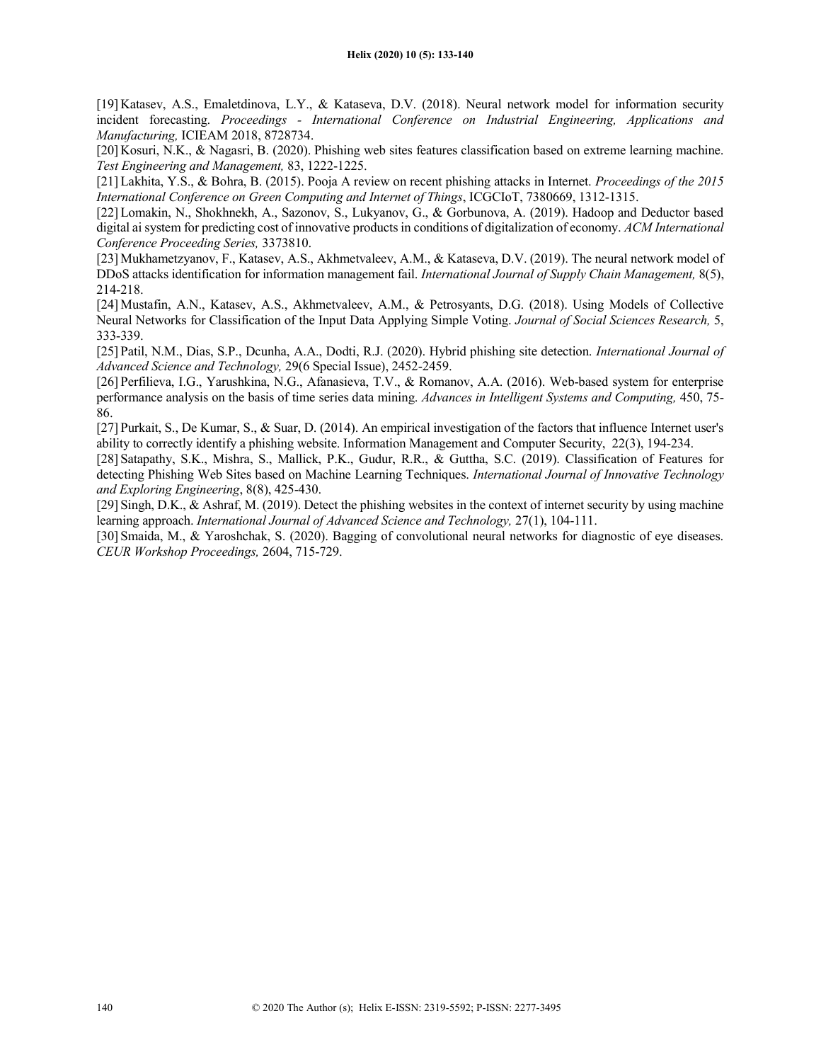[19] Katasev, A.S., Emaletdinova, L.Y., & Kataseva, D.V. (2018). Neural network model for information security incident forecasting. *Proceedings - International Conference on Industrial Engineering, Applications and Manufacturing,* ICIEAM 2018, 8728734.

[20] Kosuri, N.K., & Nagasri, B. (2020). Phishing web sites features classification based on extreme learning machine. *Test Engineering and Management,* 83, 1222-1225.

[21] Lakhita, Y.S., & Bohra, B. (2015). Pooja A review on recent phishing attacks in Internet. *Proceedings of the 2015 International Conference on Green Computing and Internet of Things*, ICGCIoT, 7380669, 1312-1315.

[22] Lomakin, N., Shokhnekh, A., Sazonov, S., Lukyanov, G., & Gorbunova, A. (2019). Hadoop and Deductor based digital ai system for predicting cost of innovative products in conditions of digitalization of economy. *ACM International Conference Proceeding Series,* 3373810.

[23] Mukhametzyanov, F., Katasev, A.S., Akhmetvaleev, A.M., & Kataseva, D.V. (2019). The neural network model of DDoS attacks identification for information management fail. *International Journal of Supply Chain Management,* 8(5), 214-218.

[24] Mustafin, A.N., Katasev, A.S., Akhmetvaleev, A.M., & Petrosyants, D.G. (2018). Using Models of Collective Neural Networks for Classification of the Input Data Applying Simple Voting. *Journal of Social Sciences Research,* 5, 333-339.

[25] Patil, N.M., Dias, S.P., Dcunha, A.A., Dodti, R.J. (2020). Hybrid phishing site detection. *International Journal of Advanced Science and Technology,* 29(6 Special Issue), 2452-2459.

[26] Perfilieva, I.G., Yarushkina, N.G., Afanasieva, T.V., & Romanov, A.A. (2016). Web-based system for enterprise performance analysis on the basis of time series data mining. *Advances in Intelligent Systems and Computing,* 450, 75-86.

[27] Purkait, S., De Kumar, S., & Suar, D. (2014). An empirical investigation of the factors that influence Internet user's ability to correctly identify a phishing website. Information Management and Computer Security, 22(3), 194-234.

[28] Satapathy, S.K., Mishra, S., Mallick, P.K., Gudur, R.R., & Guttha, S.C. (2019). Classification of Features for detecting Phishing Web Sites based on Machine Learning Techniques. *International Journal of Innovative Technology and Exploring Engineering*, 8(8), 425-430.

[29] Singh, D.K., & Ashraf, M. (2019). Detect the phishing websites in the context of internet security by using machine learning approach. *International Journal of Advanced Science and Technology,* 27(1), 104-111.

[30] Smaida, M., & Yaroshchak, S. (2020). Bagging of convolutional neural networks for diagnostic of eye diseases. *CEUR Workshop Proceedings,* 2604, 715-729.